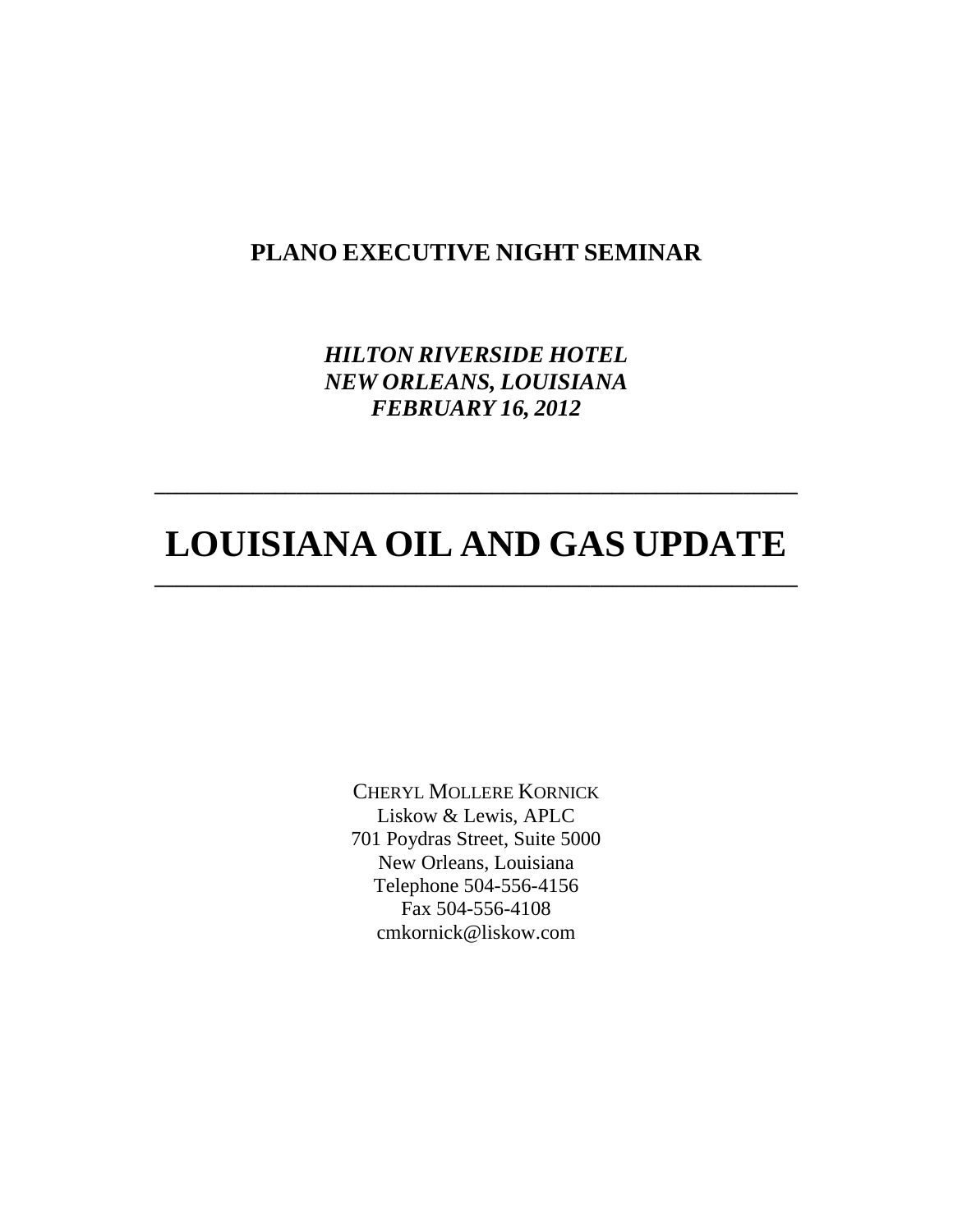**PLANO EXECUTIVE NIGHT SEMINAR**

***HILTON RIVERSIDE HOTEL***
***NEW ORLEANS, LOUISIANA***
***FEBRUARY 16, 2012***

---

# LOUISIANA OIL AND GAS UPDATE

---

CHERYL MOLLERE KORNICK
Liskow & Lewis, APLC
701 Poydras Street, Suite 5000
New Orleans, Louisiana
Telephone 504-556-4156
Fax 504-556-4108
cmkornick@liskow.com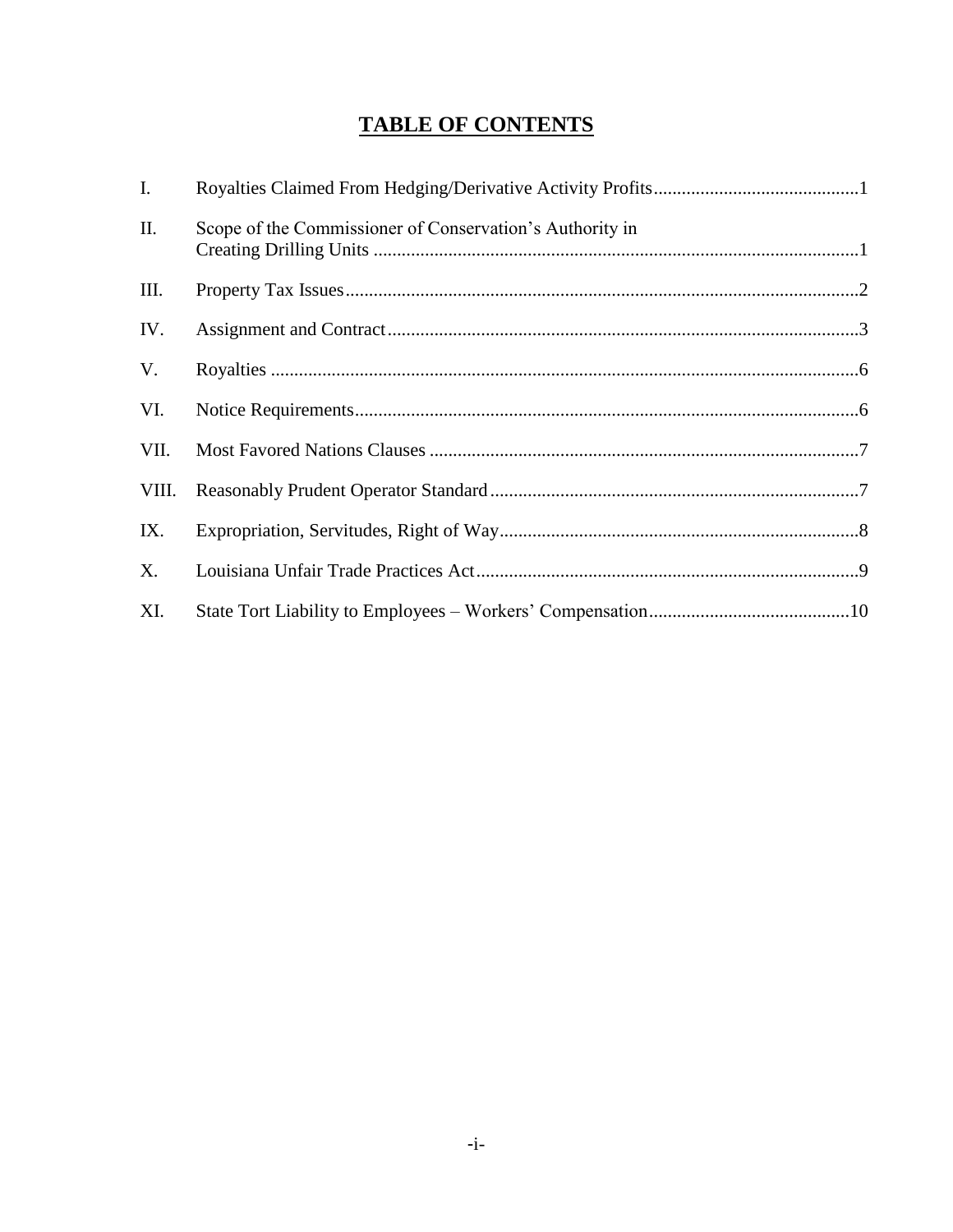# TABLE OF CONTENTS

| | | |
|---|---|---|
| I. | Royalties Claimed From Hedging/Derivative Activity Profits | 1 |
| II. | Scope of the Commissioner of Conservation's Authority in Creating Drilling Units | 1 |
| III. | Property Tax Issues | 2 |
| IV. | Assignment and Contract | 3 |
| V. | Royalties | 6 |
| VI. | Notice Requirements | 6 |
| VII. | Most Favored Nations Clauses | 7 |
| VIII. | Reasonably Prudent Operator Standard | 7 |
| IX. | Expropriation, Servitudes, Right of Way | 8 |
| X. | Louisiana Unfair Trade Practices Act | 9 |
| XI. | State Tort Liability to Employees – Workers' Compensation | 10 |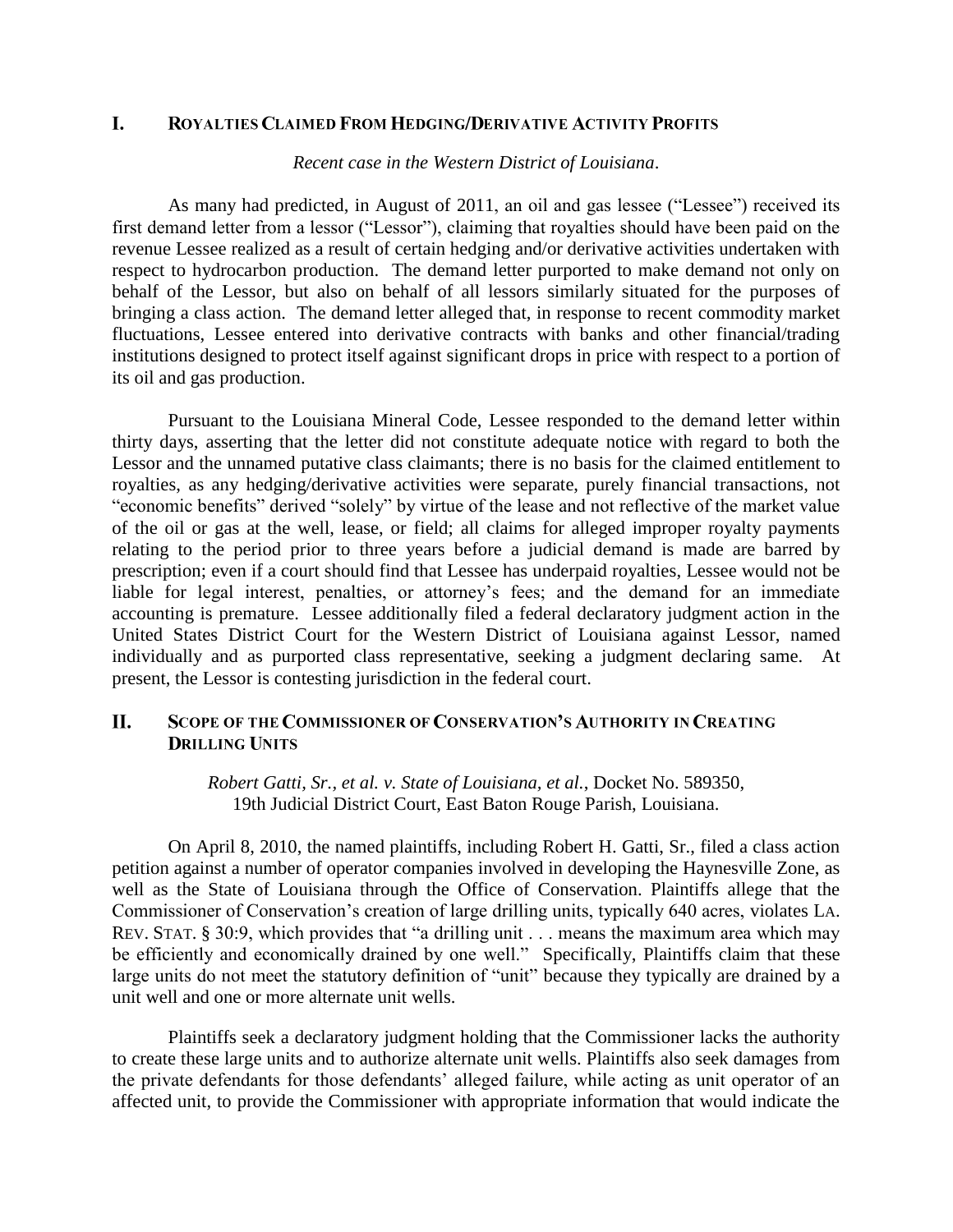## I. Royalties Claimed From Hedging/Derivative Activity Profits

*Recent case in the Western District of Louisiana.*

As many had predicted, in August of 2011, an oil and gas lessee ("Lessee") received its first demand letter from a lessor ("Lessor"), claiming that royalties should have been paid on the revenue Lessee realized as a result of certain hedging and/or derivative activities undertaken with respect to hydrocarbon production. The demand letter purported to make demand not only on behalf of the Lessor, but also on behalf of all lessors similarly situated for the purposes of bringing a class action. The demand letter alleged that, in response to recent commodity market fluctuations, Lessee entered into derivative contracts with banks and other financial/trading institutions designed to protect itself against significant drops in price with respect to a portion of its oil and gas production.

Pursuant to the Louisiana Mineral Code, Lessee responded to the demand letter within thirty days, asserting that the letter did not constitute adequate notice with regard to both the Lessor and the unnamed putative class claimants; there is no basis for the claimed entitlement to royalties, as any hedging/derivative activities were separate, purely financial transactions, not "economic benefits" derived "solely" by virtue of the lease and not reflective of the market value of the oil or gas at the well, lease, or field; all claims for alleged improper royalty payments relating to the period prior to three years before a judicial demand is made are barred by prescription; even if a court should find that Lessee has underpaid royalties, Lessee would not be liable for legal interest, penalties, or attorney's fees; and the demand for an immediate accounting is premature. Lessee additionally filed a federal declaratory judgment action in the United States District Court for the Western District of Louisiana against Lessor, named individually and as purported class representative, seeking a judgment declaring same. At present, the Lessor is contesting jurisdiction in the federal court.

## II. Scope of the Commissioner of Conservation's Authority in Creating Drilling Units

*Robert Gatti, Sr., et al. v. State of Louisiana, et al.*, Docket No. 589350, 19th Judicial District Court, East Baton Rouge Parish, Louisiana.

On April 8, 2010, the named plaintiffs, including Robert H. Gatti, Sr., filed a class action petition against a number of operator companies involved in developing the Haynesville Zone, as well as the State of Louisiana through the Office of Conservation. Plaintiffs allege that the Commissioner of Conservation's creation of large drilling units, typically 640 acres, violates LA. REV. STAT. § 30:9, which provides that "a drilling unit . . . means the maximum area which may be efficiently and economically drained by one well." Specifically, Plaintiffs claim that these large units do not meet the statutory definition of "unit" because they typically are drained by a unit well and one or more alternate unit wells.

Plaintiffs seek a declaratory judgment holding that the Commissioner lacks the authority to create these large units and to authorize alternate unit wells. Plaintiffs also seek damages from the private defendants for those defendants' alleged failure, while acting as unit operator of an affected unit, to provide the Commissioner with appropriate information that would indicate the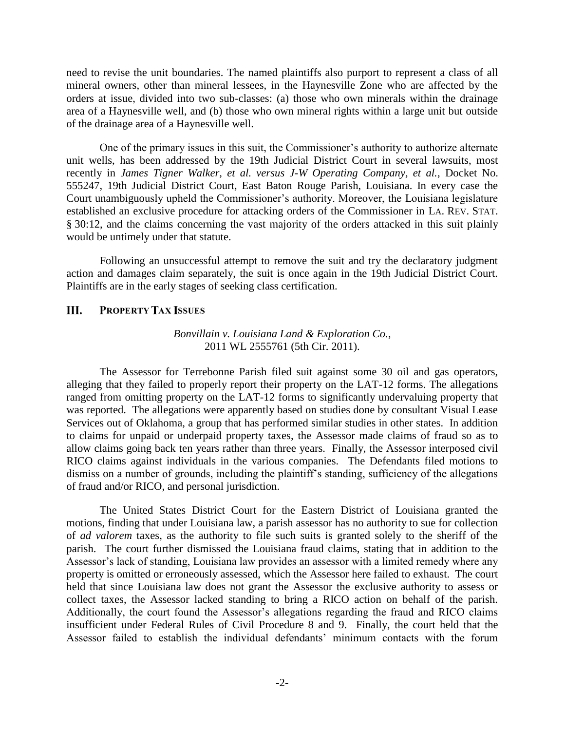need to revise the unit boundaries. The named plaintiffs also purport to represent a class of all mineral owners, other than mineral lessees, in the Haynesville Zone who are affected by the orders at issue, divided into two sub-classes: (a) those who own minerals within the drainage area of a Haynesville well, and (b) those who own mineral rights within a large unit but outside of the drainage area of a Haynesville well.

One of the primary issues in this suit, the Commissioner's authority to authorize alternate unit wells, has been addressed by the 19th Judicial District Court in several lawsuits, most recently in *James Tigner Walker, et al. versus J-W Operating Company, et al.*, Docket No. 555247, 19th Judicial District Court, East Baton Rouge Parish, Louisiana. In every case the Court unambiguously upheld the Commissioner's authority. Moreover, the Louisiana legislature established an exclusive procedure for attacking orders of the Commissioner in LA. REV. STAT. § 30:12, and the claims concerning the vast majority of the orders attacked in this suit plainly would be untimely under that statute.

Following an unsuccessful attempt to remove the suit and try the declaratory judgment action and damages claim separately, the suit is once again in the 19th Judicial District Court. Plaintiffs are in the early stages of seeking class certification.

## III. PROPERTY TAX ISSUES

*Bonvillain v. Louisiana Land & Exploration Co.*,
2011 WL 2555761 (5th Cir. 2011).

The Assessor for Terrebonne Parish filed suit against some 30 oil and gas operators, alleging that they failed to properly report their property on the LAT-12 forms. The allegations ranged from omitting property on the LAT-12 forms to significantly undervaluing property that was reported. The allegations were apparently based on studies done by consultant Visual Lease Services out of Oklahoma, a group that has performed similar studies in other states. In addition to claims for unpaid or underpaid property taxes, the Assessor made claims of fraud so as to allow claims going back ten years rather than three years. Finally, the Assessor interposed civil RICO claims against individuals in the various companies. The Defendants filed motions to dismiss on a number of grounds, including the plaintiff's standing, sufficiency of the allegations of fraud and/or RICO, and personal jurisdiction.

The United States District Court for the Eastern District of Louisiana granted the motions, finding that under Louisiana law, a parish assessor has no authority to sue for collection of *ad valorem* taxes, as the authority to file such suits is granted solely to the sheriff of the parish. The court further dismissed the Louisiana fraud claims, stating that in addition to the Assessor's lack of standing, Louisiana law provides an assessor with a limited remedy where any property is omitted or erroneously assessed, which the Assessor here failed to exhaust. The court held that since Louisiana law does not grant the Assessor the exclusive authority to assess or collect taxes, the Assessor lacked standing to bring a RICO action on behalf of the parish. Additionally, the court found the Assessor's allegations regarding the fraud and RICO claims insufficient under Federal Rules of Civil Procedure 8 and 9. Finally, the court held that the Assessor failed to establish the individual defendants' minimum contacts with the forum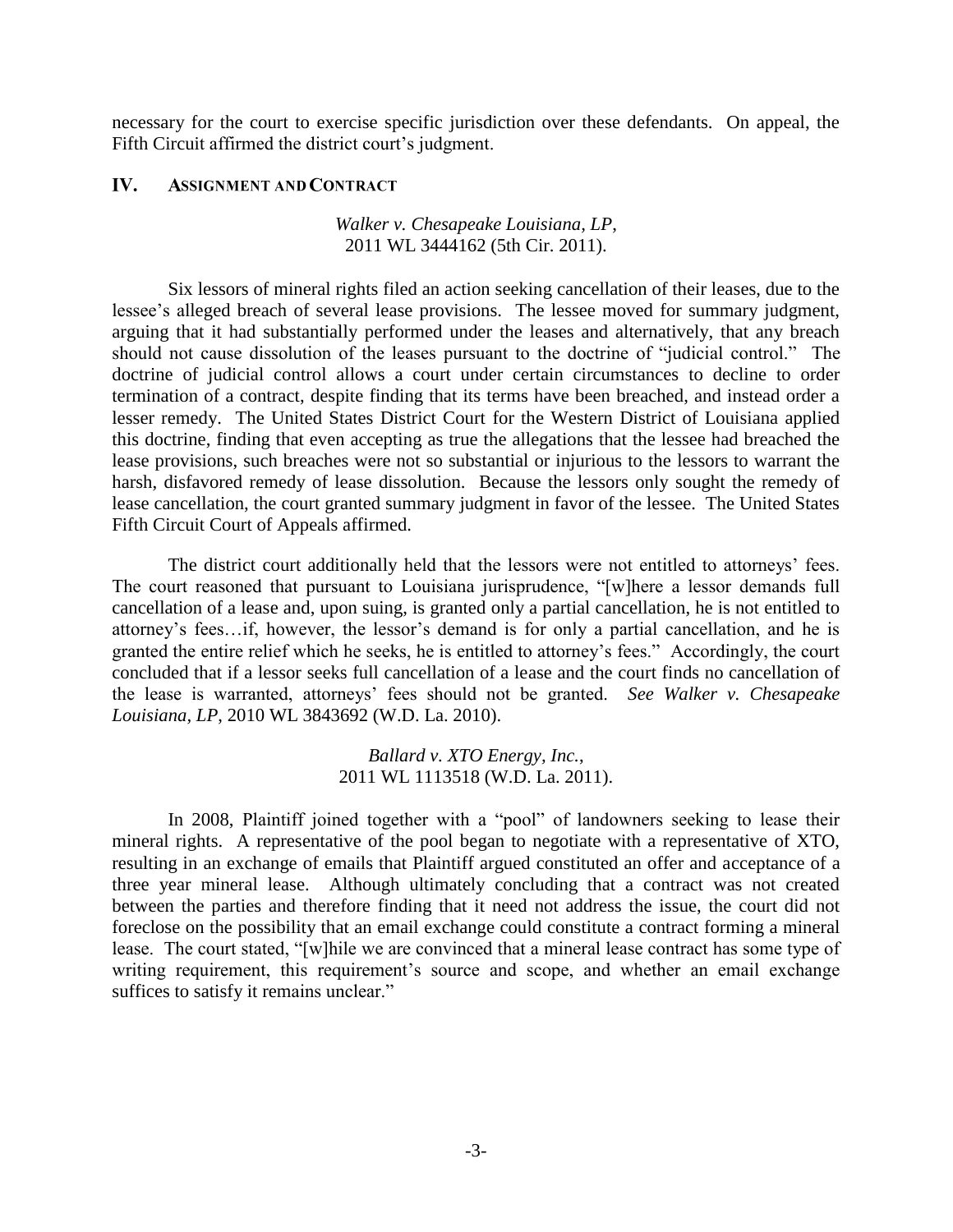necessary for the court to exercise specific jurisdiction over these defendants. On appeal, the Fifth Circuit affirmed the district court's judgment.

## IV. Assignment and Contract

*Walker v. Chesapeake Louisiana, LP*,
2011 WL 3444162 (5th Cir. 2011).

Six lessors of mineral rights filed an action seeking cancellation of their leases, due to the lessee's alleged breach of several lease provisions. The lessee moved for summary judgment, arguing that it had substantially performed under the leases and alternatively, that any breach should not cause dissolution of the leases pursuant to the doctrine of "judicial control." The doctrine of judicial control allows a court under certain circumstances to decline to order termination of a contract, despite finding that its terms have been breached, and instead order a lesser remedy. The United States District Court for the Western District of Louisiana applied this doctrine, finding that even accepting as true the allegations that the lessee had breached the lease provisions, such breaches were not so substantial or injurious to the lessors to warrant the harsh, disfavored remedy of lease dissolution. Because the lessors only sought the remedy of lease cancellation, the court granted summary judgment in favor of the lessee. The United States Fifth Circuit Court of Appeals affirmed.

The district court additionally held that the lessors were not entitled to attorneys' fees. The court reasoned that pursuant to Louisiana jurisprudence, "[w]here a lessor demands full cancellation of a lease and, upon suing, is granted only a partial cancellation, he is not entitled to attorney's fees…if, however, the lessor's demand is for only a partial cancellation, and he is granted the entire relief which he seeks, he is entitled to attorney's fees." Accordingly, the court concluded that if a lessor seeks full cancellation of a lease and the court finds no cancellation of the lease is warranted, attorneys' fees should not be granted. *See Walker v. Chesapeake Louisiana, LP*, 2010 WL 3843692 (W.D. La. 2010).

*Ballard v. XTO Energy, Inc.*,
2011 WL 1113518 (W.D. La. 2011).

In 2008, Plaintiff joined together with a "pool" of landowners seeking to lease their mineral rights. A representative of the pool began to negotiate with a representative of XTO, resulting in an exchange of emails that Plaintiff argued constituted an offer and acceptance of a three year mineral lease. Although ultimately concluding that a contract was not created between the parties and therefore finding that it need not address the issue, the court did not foreclose on the possibility that an email exchange could constitute a contract forming a mineral lease. The court stated, "[w]hile we are convinced that a mineral lease contract has some type of writing requirement, this requirement's source and scope, and whether an email exchange suffices to satisfy it remains unclear."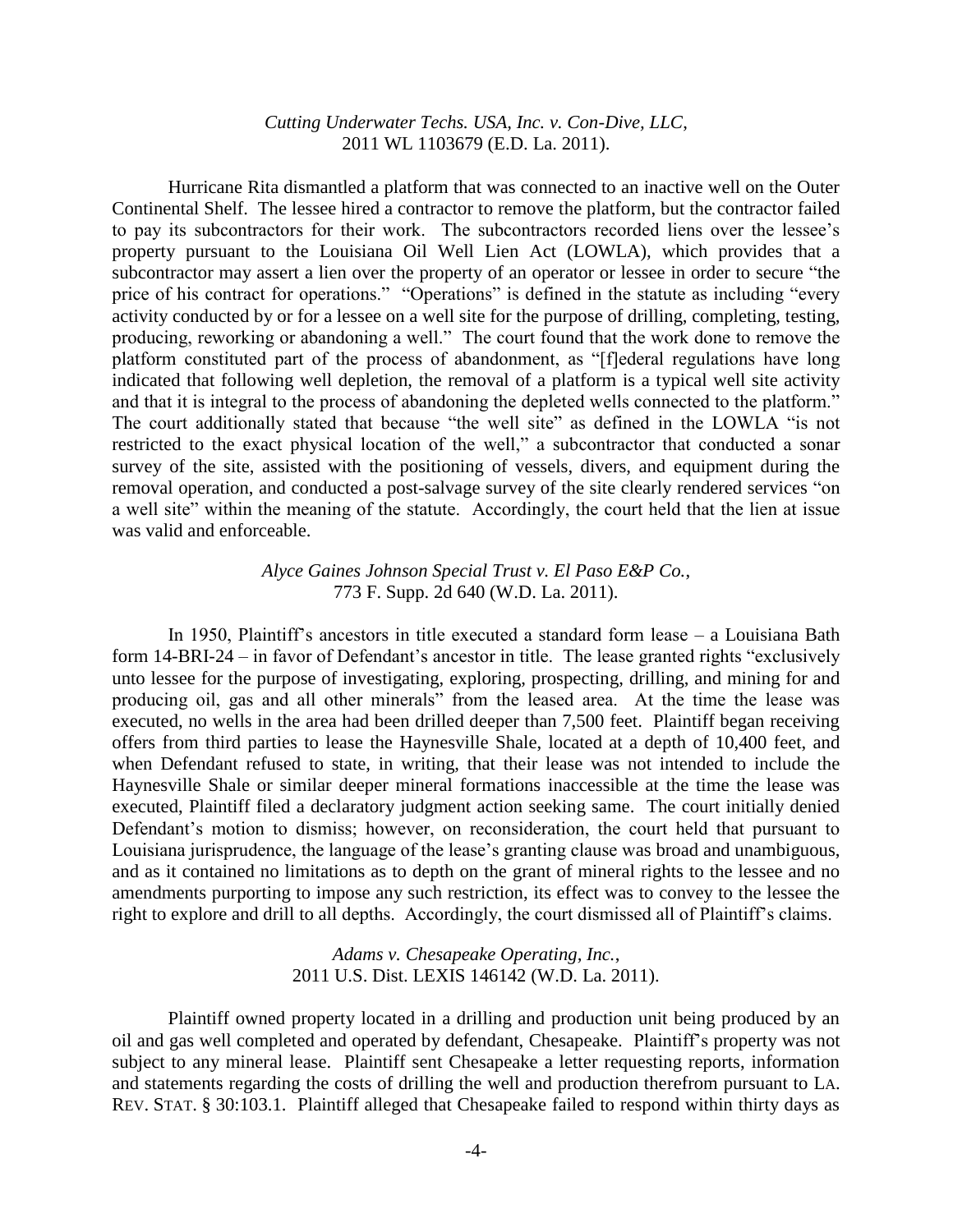*Cutting Underwater Techs. USA, Inc. v. Con-Dive, LLC*,
2011 WL 1103679 (E.D. La. 2011).

Hurricane Rita dismantled a platform that was connected to an inactive well on the Outer Continental Shelf. The lessee hired a contractor to remove the platform, but the contractor failed to pay its subcontractors for their work. The subcontractors recorded liens over the lessee's property pursuant to the Louisiana Oil Well Lien Act (LOWLA), which provides that a subcontractor may assert a lien over the property of an operator or lessee in order to secure "the price of his contract for operations." "Operations" is defined in the statute as including "every activity conducted by or for a lessee on a well site for the purpose of drilling, completing, testing, producing, reworking or abandoning a well." The court found that the work done to remove the platform constituted part of the process of abandonment, as "[f]ederal regulations have long indicated that following well depletion, the removal of a platform is a typical well site activity and that it is integral to the process of abandoning the depleted wells connected to the platform." The court additionally stated that because "the well site" as defined in the LOWLA "is not restricted to the exact physical location of the well," a subcontractor that conducted a sonar survey of the site, assisted with the positioning of vessels, divers, and equipment during the removal operation, and conducted a post-salvage survey of the site clearly rendered services "on a well site" within the meaning of the statute. Accordingly, the court held that the lien at issue was valid and enforceable.

*Alyce Gaines Johnson Special Trust v. El Paso E&P Co.*,
773 F. Supp. 2d 640 (W.D. La. 2011).

In 1950, Plaintiff's ancestors in title executed a standard form lease – a Louisiana Bath form 14-BRI-24 – in favor of Defendant's ancestor in title. The lease granted rights "exclusively unto lessee for the purpose of investigating, exploring, prospecting, drilling, and mining for and producing oil, gas and all other minerals" from the leased area. At the time the lease was executed, no wells in the area had been drilled deeper than 7,500 feet. Plaintiff began receiving offers from third parties to lease the Haynesville Shale, located at a depth of 10,400 feet, and when Defendant refused to state, in writing, that their lease was not intended to include the Haynesville Shale or similar deeper mineral formations inaccessible at the time the lease was executed, Plaintiff filed a declaratory judgment action seeking same. The court initially denied Defendant's motion to dismiss; however, on reconsideration, the court held that pursuant to Louisiana jurisprudence, the language of the lease's granting clause was broad and unambiguous, and as it contained no limitations as to depth on the grant of mineral rights to the lessee and no amendments purporting to impose any such restriction, its effect was to convey to the lessee the right to explore and drill to all depths. Accordingly, the court dismissed all of Plaintiff's claims.

*Adams v. Chesapeake Operating, Inc.*,
2011 U.S. Dist. LEXIS 146142 (W.D. La. 2011).

Plaintiff owned property located in a drilling and production unit being produced by an oil and gas well completed and operated by defendant, Chesapeake. Plaintiff's property was not subject to any mineral lease. Plaintiff sent Chesapeake a letter requesting reports, information and statements regarding the costs of drilling the well and production therefrom pursuant to LA. REV. STAT. § 30:103.1. Plaintiff alleged that Chesapeake failed to respond within thirty days as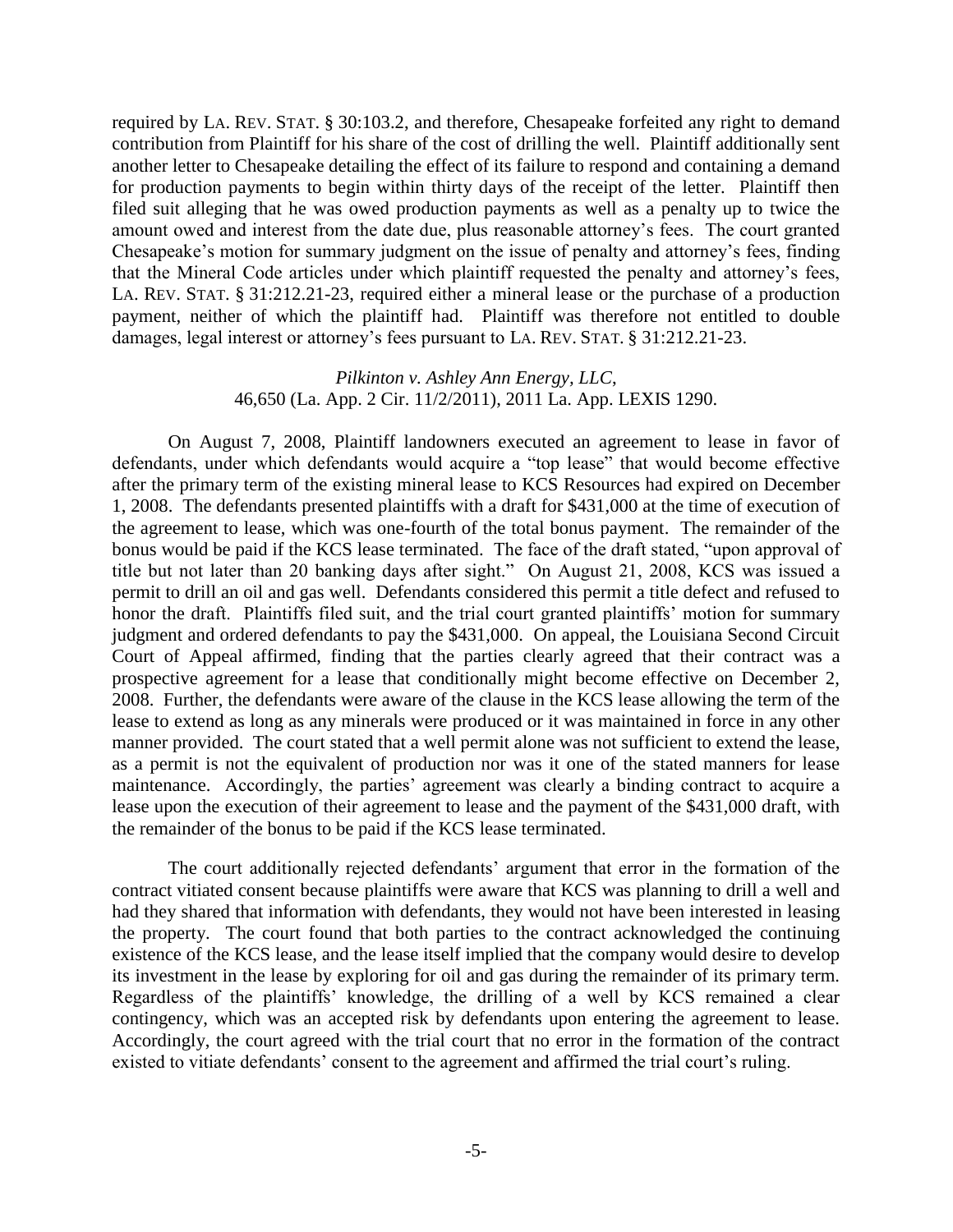required by LA. REV. STAT. § 30:103.2, and therefore, Chesapeake forfeited any right to demand contribution from Plaintiff for his share of the cost of drilling the well. Plaintiff additionally sent another letter to Chesapeake detailing the effect of its failure to respond and containing a demand for production payments to begin within thirty days of the receipt of the letter. Plaintiff then filed suit alleging that he was owed production payments as well as a penalty up to twice the amount owed and interest from the date due, plus reasonable attorney's fees. The court granted Chesapeake's motion for summary judgment on the issue of penalty and attorney's fees, finding that the Mineral Code articles under which plaintiff requested the penalty and attorney's fees, LA. REV. STAT. § 31:212.21-23, required either a mineral lease or the purchase of a production payment, neither of which the plaintiff had. Plaintiff was therefore not entitled to double damages, legal interest or attorney's fees pursuant to LA. REV. STAT. § 31:212.21-23.

*Pilkinton v. Ashley Ann Energy, LLC*,
46,650 (La. App. 2 Cir. 11/2/2011), 2011 La. App. LEXIS 1290.

On August 7, 2008, Plaintiff landowners executed an agreement to lease in favor of defendants, under which defendants would acquire a "top lease" that would become effective after the primary term of the existing mineral lease to KCS Resources had expired on December 1, 2008. The defendants presented plaintiffs with a draft for $431,000 at the time of execution of the agreement to lease, which was one-fourth of the total bonus payment. The remainder of the bonus would be paid if the KCS lease terminated. The face of the draft stated, "upon approval of title but not later than 20 banking days after sight." On August 21, 2008, KCS was issued a permit to drill an oil and gas well. Defendants considered this permit a title defect and refused to honor the draft. Plaintiffs filed suit, and the trial court granted plaintiffs' motion for summary judgment and ordered defendants to pay the $431,000. On appeal, the Louisiana Second Circuit Court of Appeal affirmed, finding that the parties clearly agreed that their contract was a prospective agreement for a lease that conditionally might become effective on December 2, 2008. Further, the defendants were aware of the clause in the KCS lease allowing the term of the lease to extend as long as any minerals were produced or it was maintained in force in any other manner provided. The court stated that a well permit alone was not sufficient to extend the lease, as a permit is not the equivalent of production nor was it one of the stated manners for lease maintenance. Accordingly, the parties' agreement was clearly a binding contract to acquire a lease upon the execution of their agreement to lease and the payment of the $431,000 draft, with the remainder of the bonus to be paid if the KCS lease terminated.

The court additionally rejected defendants' argument that error in the formation of the contract vitiated consent because plaintiffs were aware that KCS was planning to drill a well and had they shared that information with defendants, they would not have been interested in leasing the property. The court found that both parties to the contract acknowledged the continuing existence of the KCS lease, and the lease itself implied that the company would desire to develop its investment in the lease by exploring for oil and gas during the remainder of its primary term. Regardless of the plaintiffs' knowledge, the drilling of a well by KCS remained a clear contingency, which was an accepted risk by defendants upon entering the agreement to lease. Accordingly, the court agreed with the trial court that no error in the formation of the contract existed to vitiate defendants' consent to the agreement and affirmed the trial court's ruling.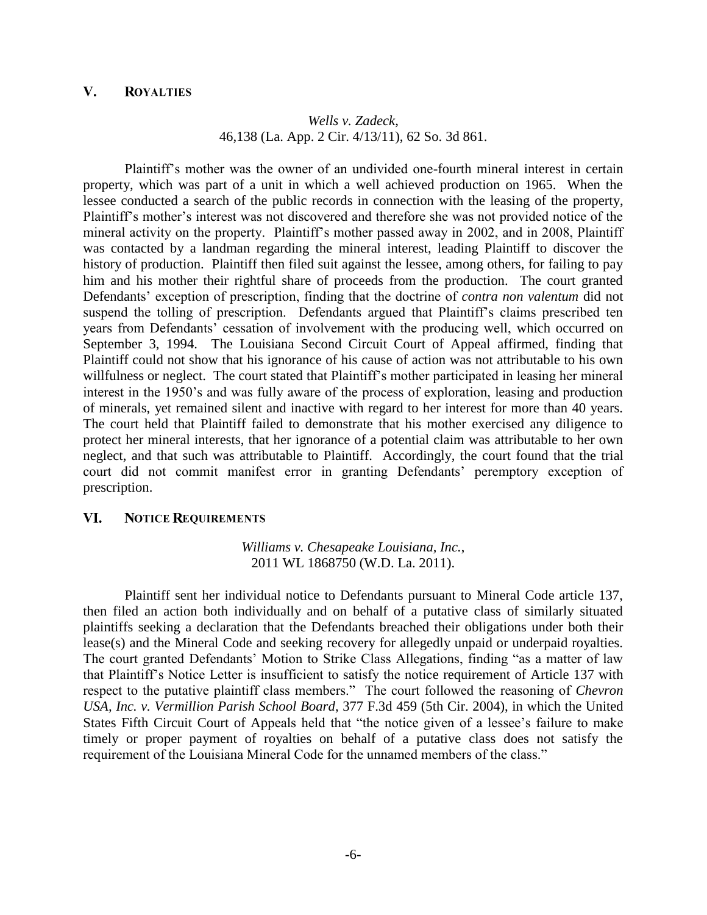## V. ROYALTIES

*Wells v. Zadeck*,
46,138 (La. App. 2 Cir. 4/13/11), 62 So. 3d 861.

Plaintiff's mother was the owner of an undivided one-fourth mineral interest in certain property, which was part of a unit in which a well achieved production on 1965. When the lessee conducted a search of the public records in connection with the leasing of the property, Plaintiff's mother's interest was not discovered and therefore she was not provided notice of the mineral activity on the property. Plaintiff's mother passed away in 2002, and in 2008, Plaintiff was contacted by a landman regarding the mineral interest, leading Plaintiff to discover the history of production. Plaintiff then filed suit against the lessee, among others, for failing to pay him and his mother their rightful share of proceeds from the production. The court granted Defendants' exception of prescription, finding that the doctrine of *contra non valentum* did not suspend the tolling of prescription. Defendants argued that Plaintiff's claims prescribed ten years from Defendants' cessation of involvement with the producing well, which occurred on September 3, 1994. The Louisiana Second Circuit Court of Appeal affirmed, finding that Plaintiff could not show that his ignorance of his cause of action was not attributable to his own willfulness or neglect. The court stated that Plaintiff's mother participated in leasing her mineral interest in the 1950's and was fully aware of the process of exploration, leasing and production of minerals, yet remained silent and inactive with regard to her interest for more than 40 years. The court held that Plaintiff failed to demonstrate that his mother exercised any diligence to protect her mineral interests, that her ignorance of a potential claim was attributable to her own neglect, and that such was attributable to Plaintiff. Accordingly, the court found that the trial court did not commit manifest error in granting Defendants' peremptory exception of prescription.

## VI. NOTICE REQUIREMENTS

*Williams v. Chesapeake Louisiana, Inc.*,
2011 WL 1868750 (W.D. La. 2011).

Plaintiff sent her individual notice to Defendants pursuant to Mineral Code article 137, then filed an action both individually and on behalf of a putative class of similarly situated plaintiffs seeking a declaration that the Defendants breached their obligations under both their lease(s) and the Mineral Code and seeking recovery for allegedly unpaid or underpaid royalties. The court granted Defendants' Motion to Strike Class Allegations, finding "as a matter of law that Plaintiff's Notice Letter is insufficient to satisfy the notice requirement of Article 137 with respect to the putative plaintiff class members." The court followed the reasoning of *Chevron USA, Inc. v. Vermillion Parish School Board*, 377 F.3d 459 (5th Cir. 2004), in which the United States Fifth Circuit Court of Appeals held that "the notice given of a lessee's failure to make timely or proper payment of royalties on behalf of a putative class does not satisfy the requirement of the Louisiana Mineral Code for the unnamed members of the class."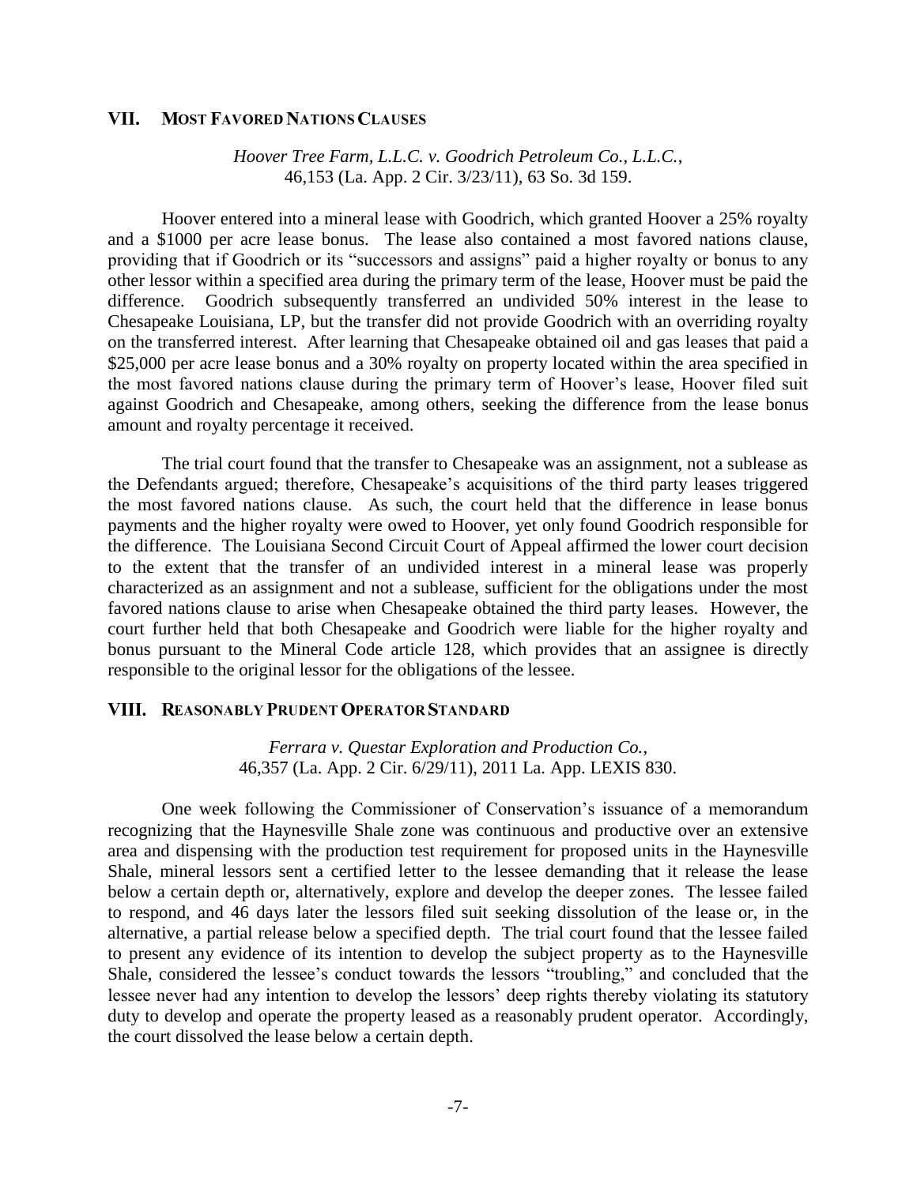## VII. MOST FAVORED NATIONS CLAUSES

*Hoover Tree Farm, L.L.C. v. Goodrich Petroleum Co., L.L.C.*, 46,153 (La. App. 2 Cir. 3/23/11), 63 So. 3d 159.

Hoover entered into a mineral lease with Goodrich, which granted Hoover a 25% royalty and a \$1000 per acre lease bonus. The lease also contained a most favored nations clause, providing that if Goodrich or its "successors and assigns" paid a higher royalty or bonus to any other lessor within a specified area during the primary term of the lease, Hoover must be paid the difference. Goodrich subsequently transferred an undivided 50% interest in the lease to Chesapeake Louisiana, LP, but the transfer did not provide Goodrich with an overriding royalty on the transferred interest. After learning that Chesapeake obtained oil and gas leases that paid a \$25,000 per acre lease bonus and a 30% royalty on property located within the area specified in the most favored nations clause during the primary term of Hoover's lease, Hoover filed suit against Goodrich and Chesapeake, among others, seeking the difference from the lease bonus amount and royalty percentage it received.

The trial court found that the transfer to Chesapeake was an assignment, not a sublease as the Defendants argued; therefore, Chesapeake's acquisitions of the third party leases triggered the most favored nations clause. As such, the court held that the difference in lease bonus payments and the higher royalty were owed to Hoover, yet only found Goodrich responsible for the difference. The Louisiana Second Circuit Court of Appeal affirmed the lower court decision to the extent that the transfer of an undivided interest in a mineral lease was properly characterized as an assignment and not a sublease, sufficient for the obligations under the most favored nations clause to arise when Chesapeake obtained the third party leases. However, the court further held that both Chesapeake and Goodrich were liable for the higher royalty and bonus pursuant to the Mineral Code article 128, which provides that an assignee is directly responsible to the original lessor for the obligations of the lessee.

## VIII. REASONABLY PRUDENT OPERATOR STANDARD

*Ferrara v. Questar Exploration and Production Co.*, 46,357 (La. App. 2 Cir. 6/29/11), 2011 La. App. LEXIS 830.

One week following the Commissioner of Conservation's issuance of a memorandum recognizing that the Haynesville Shale zone was continuous and productive over an extensive area and dispensing with the production test requirement for proposed units in the Haynesville Shale, mineral lessors sent a certified letter to the lessee demanding that it release the lease below a certain depth or, alternatively, explore and develop the deeper zones. The lessee failed to respond, and 46 days later the lessors filed suit seeking dissolution of the lease or, in the alternative, a partial release below a specified depth. The trial court found that the lessee failed to present any evidence of its intention to develop the subject property as to the Haynesville Shale, considered the lessee's conduct towards the lessors "troubling," and concluded that the lessee never had any intention to develop the lessors' deep rights thereby violating its statutory duty to develop and operate the property leased as a reasonably prudent operator. Accordingly, the court dissolved the lease below a certain depth.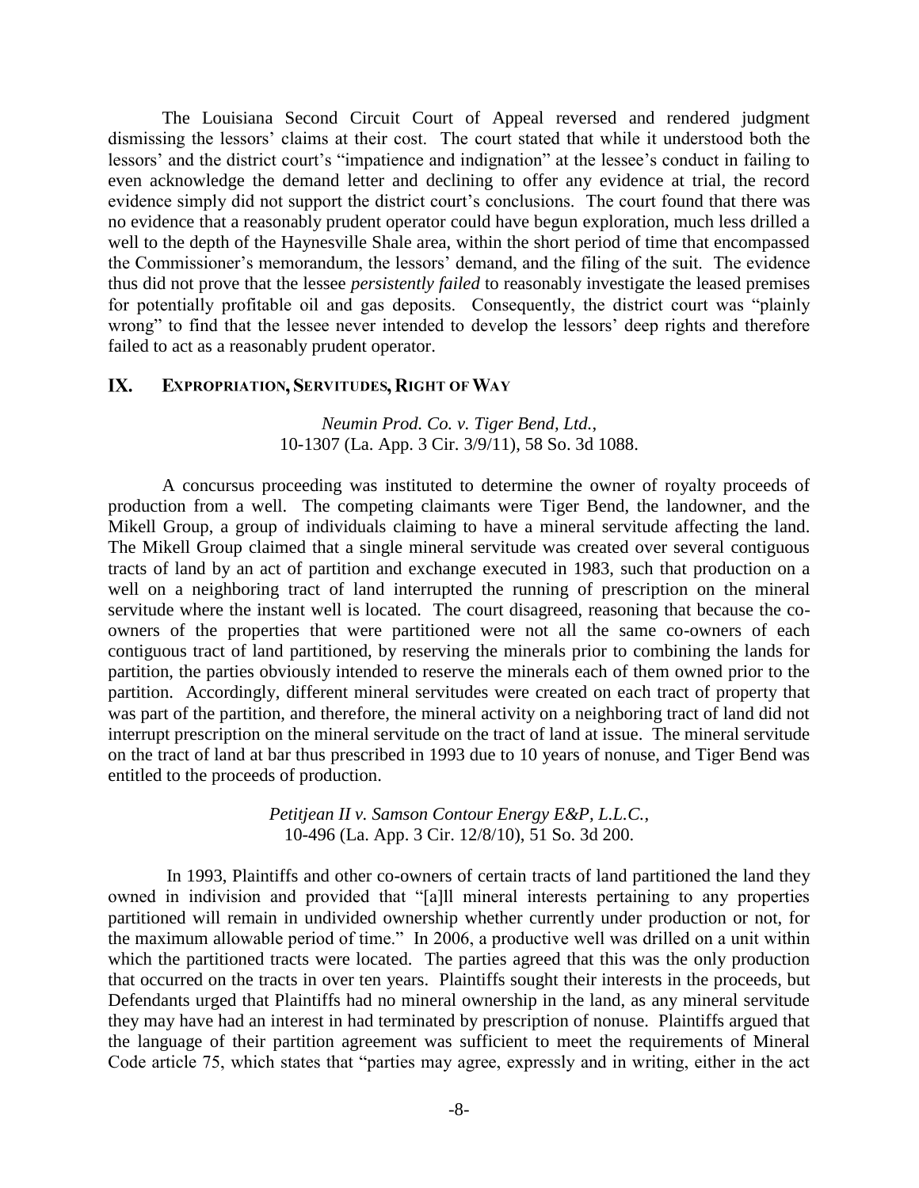The Louisiana Second Circuit Court of Appeal reversed and rendered judgment dismissing the lessors' claims at their cost. The court stated that while it understood both the lessors' and the district court's "impatience and indignation" at the lessee's conduct in failing to even acknowledge the demand letter and declining to offer any evidence at trial, the record evidence simply did not support the district court's conclusions. The court found that there was no evidence that a reasonably prudent operator could have begun exploration, much less drilled a well to the depth of the Haynesville Shale area, within the short period of time that encompassed the Commissioner's memorandum, the lessors' demand, and the filing of the suit. The evidence thus did not prove that the lessee *persistently failed* to reasonably investigate the leased premises for potentially profitable oil and gas deposits. Consequently, the district court was "plainly wrong" to find that the lessee never intended to develop the lessors' deep rights and therefore failed to act as a reasonably prudent operator.

## IX. Expropriation, Servitudes, Right of Way

*Neumin Prod. Co. v. Tiger Bend, Ltd.*,
10-1307 (La. App. 3 Cir. 3/9/11), 58 So. 3d 1088.

A concursus proceeding was instituted to determine the owner of royalty proceeds of production from a well. The competing claimants were Tiger Bend, the landowner, and the Mikell Group, a group of individuals claiming to have a mineral servitude affecting the land. The Mikell Group claimed that a single mineral servitude was created over several contiguous tracts of land by an act of partition and exchange executed in 1983, such that production on a well on a neighboring tract of land interrupted the running of prescription on the mineral servitude where the instant well is located. The court disagreed, reasoning that because the co-owners of the properties that were partitioned were not all the same co-owners of each contiguous tract of land partitioned, by reserving the minerals prior to combining the lands for partition, the parties obviously intended to reserve the minerals each of them owned prior to the partition. Accordingly, different mineral servitudes were created on each tract of property that was part of the partition, and therefore, the mineral activity on a neighboring tract of land did not interrupt prescription on the mineral servitude on the tract of land at issue. The mineral servitude on the tract of land at bar thus prescribed in 1993 due to 10 years of nonuse, and Tiger Bend was entitled to the proceeds of production.

*Petitjean II v. Samson Contour Energy E&P, L.L.C.*,
10-496 (La. App. 3 Cir. 12/8/10), 51 So. 3d 200.

In 1993, Plaintiffs and other co-owners of certain tracts of land partitioned the land they owned in indivision and provided that "[a]ll mineral interests pertaining to any properties partitioned will remain in undivided ownership whether currently under production or not, for the maximum allowable period of time." In 2006, a productive well was drilled on a unit within which the partitioned tracts were located. The parties agreed that this was the only production that occurred on the tracts in over ten years. Plaintiffs sought their interests in the proceeds, but Defendants urged that Plaintiffs had no mineral ownership in the land, as any mineral servitude they may have had an interest in had terminated by prescription of nonuse. Plaintiffs argued that the language of their partition agreement was sufficient to meet the requirements of Mineral Code article 75, which states that "parties may agree, expressly and in writing, either in the act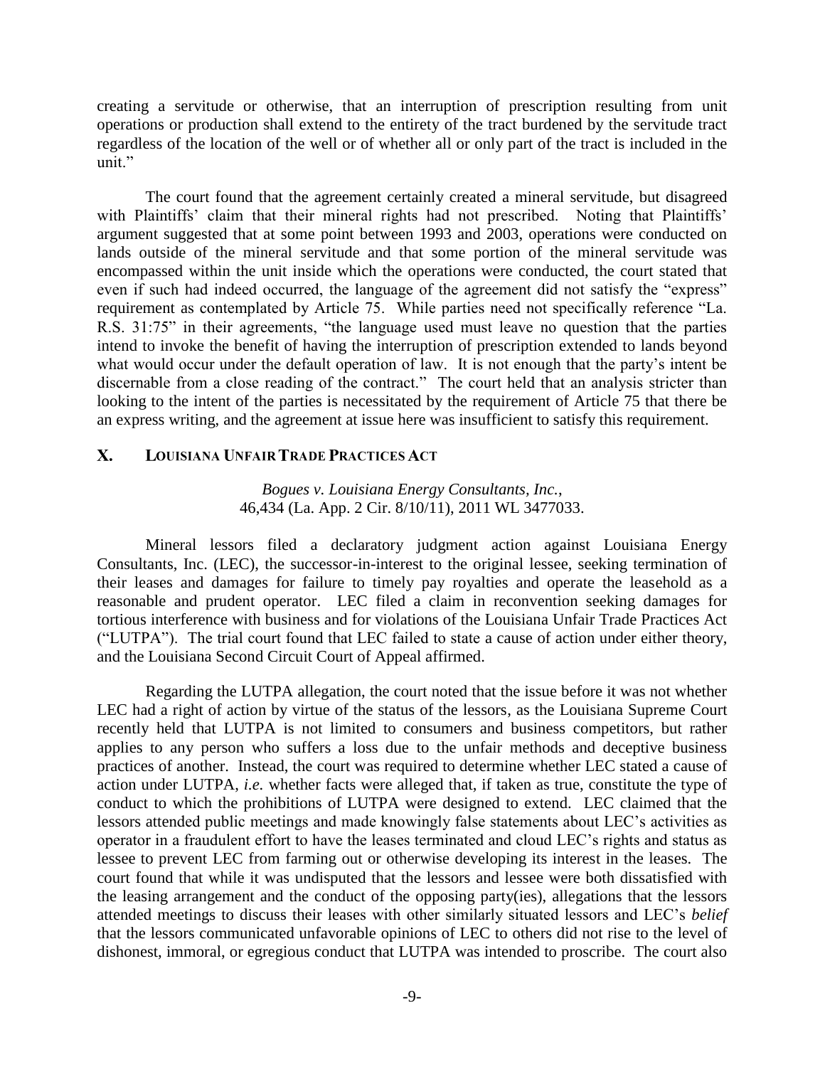creating a servitude or otherwise, that an interruption of prescription resulting from unit operations or production shall extend to the entirety of the tract burdened by the servitude tract regardless of the location of the well or of whether all or only part of the tract is included in the unit."

The court found that the agreement certainly created a mineral servitude, but disagreed with Plaintiffs' claim that their mineral rights had not prescribed. Noting that Plaintiffs' argument suggested that at some point between 1993 and 2003, operations were conducted on lands outside of the mineral servitude and that some portion of the mineral servitude was encompassed within the unit inside which the operations were conducted, the court stated that even if such had indeed occurred, the language of the agreement did not satisfy the "express" requirement as contemplated by Article 75. While parties need not specifically reference "La. R.S. 31:75" in their agreements, "the language used must leave no question that the parties intend to invoke the benefit of having the interruption of prescription extended to lands beyond what would occur under the default operation of law. It is not enough that the party's intent be discernable from a close reading of the contract." The court held that an analysis stricter than looking to the intent of the parties is necessitated by the requirement of Article 75 that there be an express writing, and the agreement at issue here was insufficient to satisfy this requirement.

## X. Louisiana Unfair Trade Practices Act

*Bogues v. Louisiana Energy Consultants, Inc.*,
46,434 (La. App. 2 Cir. 8/10/11), 2011 WL 3477033.

Mineral lessors filed a declaratory judgment action against Louisiana Energy Consultants, Inc. (LEC), the successor-in-interest to the original lessee, seeking termination of their leases and damages for failure to timely pay royalties and operate the leasehold as a reasonable and prudent operator. LEC filed a claim in reconvention seeking damages for tortious interference with business and for violations of the Louisiana Unfair Trade Practices Act ("LUTPA"). The trial court found that LEC failed to state a cause of action under either theory, and the Louisiana Second Circuit Court of Appeal affirmed.

Regarding the LUTPA allegation, the court noted that the issue before it was not whether LEC had a right of action by virtue of the status of the lessors, as the Louisiana Supreme Court recently held that LUTPA is not limited to consumers and business competitors, but rather applies to any person who suffers a loss due to the unfair methods and deceptive business practices of another. Instead, the court was required to determine whether LEC stated a cause of action under LUTPA, *i.e.* whether facts were alleged that, if taken as true, constitute the type of conduct to which the prohibitions of LUTPA were designed to extend. LEC claimed that the lessors attended public meetings and made knowingly false statements about LEC's activities as operator in a fraudulent effort to have the leases terminated and cloud LEC's rights and status as lessee to prevent LEC from farming out or otherwise developing its interest in the leases. The court found that while it was undisputed that the lessors and lessee were both dissatisfied with the leasing arrangement and the conduct of the opposing party(ies), allegations that the lessors attended meetings to discuss their leases with other similarly situated lessors and LEC's *belief* that the lessors communicated unfavorable opinions of LEC to others did not rise to the level of dishonest, immoral, or egregious conduct that LUTPA was intended to proscribe. The court also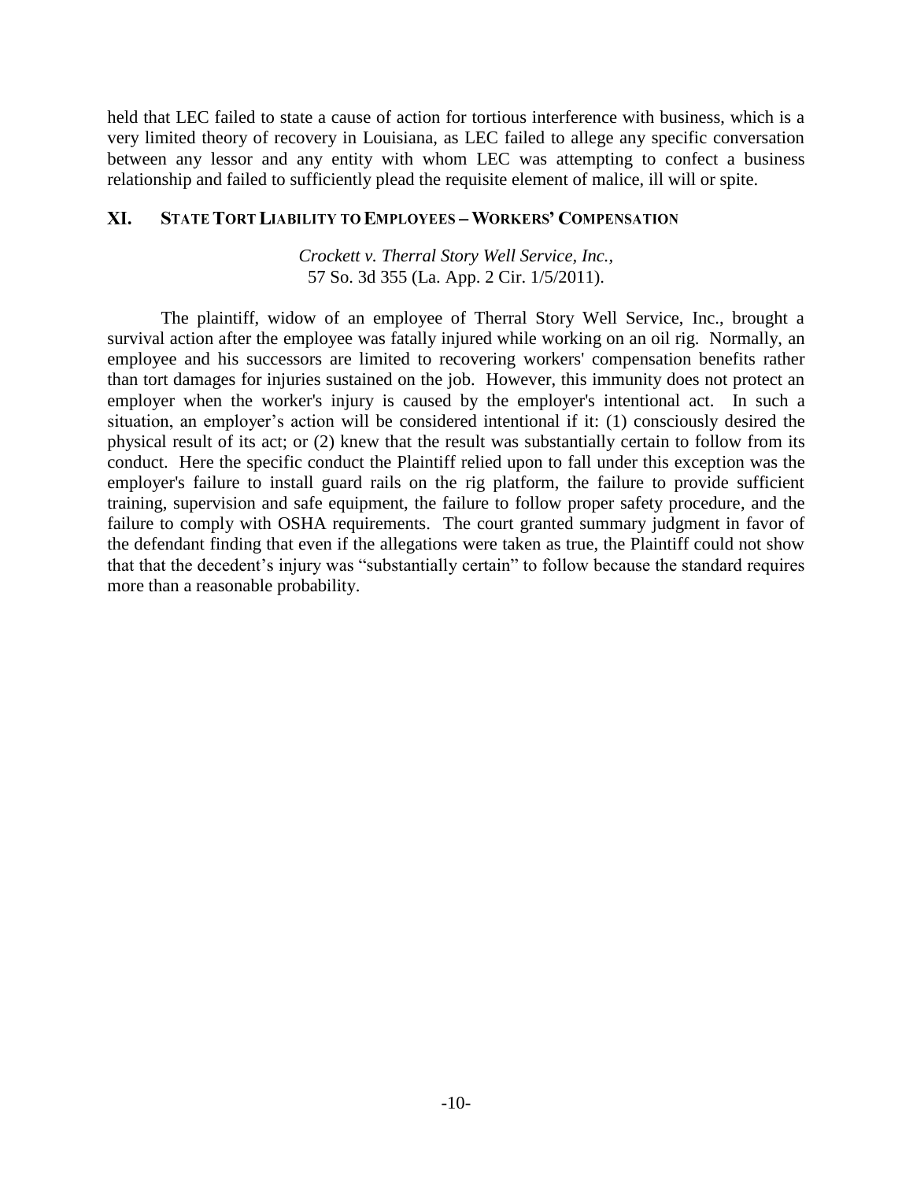held that LEC failed to state a cause of action for tortious interference with business, which is a very limited theory of recovery in Louisiana, as LEC failed to allege any specific conversation between any lessor and any entity with whom LEC was attempting to confect a business relationship and failed to sufficiently plead the requisite element of malice, ill will or spite.

## XI. State Tort Liability to Employees – Workers' Compensation

*Crockett v. Therral Story Well Service, Inc.*,
57 So. 3d 355 (La. App. 2 Cir. 1/5/2011).

The plaintiff, widow of an employee of Therral Story Well Service, Inc., brought a survival action after the employee was fatally injured while working on an oil rig. Normally, an employee and his successors are limited to recovering workers' compensation benefits rather than tort damages for injuries sustained on the job. However, this immunity does not protect an employer when the worker's injury is caused by the employer's intentional act. In such a situation, an employer's action will be considered intentional if it: (1) consciously desired the physical result of its act; or (2) knew that the result was substantially certain to follow from its conduct. Here the specific conduct the Plaintiff relied upon to fall under this exception was the employer's failure to install guard rails on the rig platform, the failure to provide sufficient training, supervision and safe equipment, the failure to follow proper safety procedure, and the failure to comply with OSHA requirements. The court granted summary judgment in favor of the defendant finding that even if the allegations were taken as true, the Plaintiff could not show that that the decedent's injury was "substantially certain" to follow because the standard requires more than a reasonable probability.